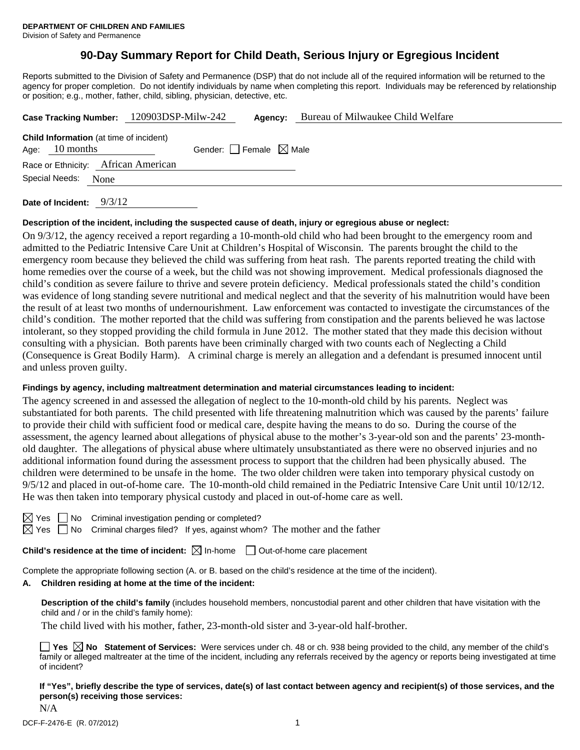**DEPARTMENT OF CHILDREN AND FAMILIES**
Division of Safety and Permanence

# 90-Day Summary Report for Child Death, Serious Injury or Egregious Incident

Reports submitted to the Division of Safety and Permanence (DSP) that do not include all of the required information will be returned to the agency for proper completion. Do not identify individuals by name when completing this report. Individuals may be referenced by relationship or position; e.g., mother, father, child, sibling, physician, detective, etc.

**Case Tracking Number:** 120903DSP-Milw-242 **Agency:** Bureau of Milwaukee Child Welfare

**Child Information** (at time of incident)
Age: 10 months Gender: ☐ Female ☒ Male
Race or Ethnicity: African American
Special Needs: None

**Date of Incident:** 9/3/12

**Description of the incident, including the suspected cause of death, injury or egregious abuse or neglect:**

On 9/3/12, the agency received a report regarding a 10-month-old child who had been brought to the emergency room and admitted to the Pediatric Intensive Care Unit at Children's Hospital of Wisconsin. The parents brought the child to the emergency room because they believed the child was suffering from heat rash. The parents reported treating the child with home remedies over the course of a week, but the child was not showing improvement. Medical professionals diagnosed the child's condition as severe failure to thrive and severe protein deficiency. Medical professionals stated the child's condition was evidence of long standing severe nutritional and medical neglect and that the severity of his malnutrition would have been the result of at least two months of undernourishment. Law enforcement was contacted to investigate the circumstances of the child's condition. The mother reported that the child was suffering from constipation and the parents believed he was lactose intolerant, so they stopped providing the child formula in June 2012. The mother stated that they made this decision without consulting with a physician. Both parents have been criminally charged with two counts each of Neglecting a Child (Consequence is Great Bodily Harm). A criminal charge is merely an allegation and a defendant is presumed innocent until and unless proven guilty.

**Findings by agency, including maltreatment determination and material circumstances leading to incident:**

The agency screened in and assessed the allegation of neglect to the 10-month-old child by his parents. Neglect was substantiated for both parents. The child presented with life threatening malnutrition which was caused by the parents' failure to provide their child with sufficient food or medical care, despite having the means to do so. During the course of the assessment, the agency learned about allegations of physical abuse to the mother's 3-year-old son and the parents' 23-month-old daughter. The allegations of physical abuse where ultimately unsubstantiated as there were no observed injuries and no additional information found during the assessment process to support that the children had been physically abused. The children were determined to be unsafe in the home. The two older children were taken into temporary physical custody on 9/5/12 and placed in out-of-home care. The 10-month-old child remained in the Pediatric Intensive Care Unit until 10/12/12. He was then taken into temporary physical custody and placed in out-of-home care as well.

☒ Yes ☐ No Criminal investigation pending or completed?
☒ Yes ☐ No Criminal charges filed? If yes, against whom? The mother and the father

**Child's residence at the time of incident:** ☒ In-home ☐ Out-of-home care placement

Complete the appropriate following section (A. or B. based on the child's residence at the time of the incident).

**A. Children residing at home at the time of the incident:**

**Description of the child's family** (includes household members, noncustodial parent and other children that have visitation with the child and / or in the child's family home):

The child lived with his mother, father, 23-month-old sister and 3-year-old half-brother.

☐ **Yes** ☒ **No Statement of Services:** Were services under ch. 48 or ch. 938 being provided to the child, any member of the child's family or alleged maltreater at the time of the incident, including any referrals received by the agency or reports being investigated at time of incident?

**If "Yes", briefly describe the type of services, date(s) of last contact between agency and recipient(s) of those services, and the person(s) receiving those services:**

N/A

DCF-F-2476-E (R. 07/2012)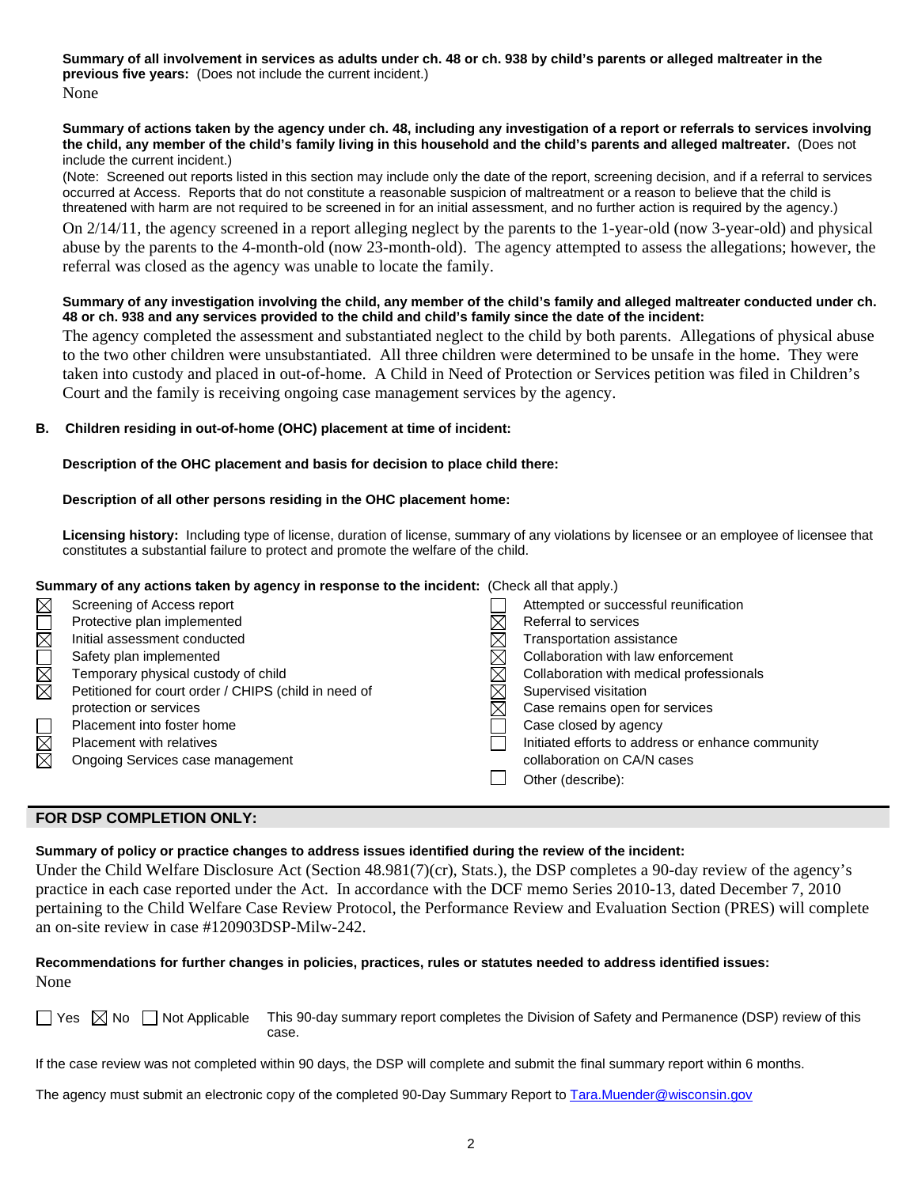**Summary of all involvement in services as adults under ch. 48 or ch. 938 by child's parents or alleged maltreater in the previous five years:** (Does not include the current incident.)

None

**Summary of actions taken by the agency under ch. 48, including any investigation of a report or referrals to services involving the child, any member of the child's family living in this household and the child's parents and alleged maltreater.** (Does not include the current incident.)

(Note: Screened out reports listed in this section may include only the date of the report, screening decision, and if a referral to services occurred at Access. Reports that do not constitute a reasonable suspicion of maltreatment or a reason to believe that the child is threatened with harm are not required to be screened in for an initial assessment, and no further action is required by the agency.)

On 2/14/11, the agency screened in a report alleging neglect by the parents to the 1-year-old (now 3-year-old) and physical abuse by the parents to the 4-month-old (now 23-month-old). The agency attempted to assess the allegations; however, the referral was closed as the agency was unable to locate the family.

**Summary of any investigation involving the child, any member of the child's family and alleged maltreater conducted under ch. 48 or ch. 938 and any services provided to the child and child's family since the date of the incident:**

The agency completed the assessment and substantiated neglect to the child by both parents. Allegations of physical abuse to the two other children were unsubstantiated. All three children were determined to be unsafe in the home. They were taken into custody and placed in out-of-home. A Child in Need of Protection or Services petition was filed in Children's Court and the family is receiving ongoing case management services by the agency.

**B. Children residing in out-of-home (OHC) placement at time of incident:**

**Description of the OHC placement and basis for decision to place child there:**

**Description of all other persons residing in the OHC placement home:**

**Licensing history:** Including type of license, duration of license, summary of any violations by licensee or an employee of licensee that constitutes a substantial failure to protect and promote the welfare of the child.

**Summary of any actions taken by agency in response to the incident:** (Check all that apply.)

- ☒ Screening of Access report
- ☐ Protective plan implemented
- ☒ Initial assessment conducted
- ☐ Safety plan implemented
- ☒ Temporary physical custody of child
- ☒ Petitioned for court order / CHIPS (child in need of protection or services
- ☐ Placement into foster home
- ☒ Placement with relatives
- ☒ Ongoing Services case management
- ☐ Attempted or successful reunification
- ☒ Referral to services
- ☒ Transportation assistance
- ☒ Collaboration with law enforcement
- ☒ Collaboration with medical professionals
- ☒ Supervised visitation
- ☒ Case remains open for services
- ☐ Case closed by agency
- ☐ Initiated efforts to address or enhance community collaboration on CA/N cases
- ☐ Other (describe):

## FOR DSP COMPLETION ONLY:

**Summary of policy or practice changes to address issues identified during the review of the incident:**

Under the Child Welfare Disclosure Act (Section 48.981(7)(cr), Stats.), the DSP completes a 90-day review of the agency's practice in each case reported under the Act. In accordance with the DCF memo Series 2010-13, dated December 7, 2010 pertaining to the Child Welfare Case Review Protocol, the Performance Review and Evaluation Section (PRES) will complete an on-site review in case #120903DSP-Milw-242.

**Recommendations for further changes in policies, practices, rules or statutes needed to address identified issues:**

None

☐ Yes ☒ No ☐ Not Applicable This 90-day summary report completes the Division of Safety and Permanence (DSP) review of this case.

If the case review was not completed within 90 days, the DSP will complete and submit the final summary report within 6 months.

The agency must submit an electronic copy of the completed 90-Day Summary Report to Tara.Muender@wisconsin.gov